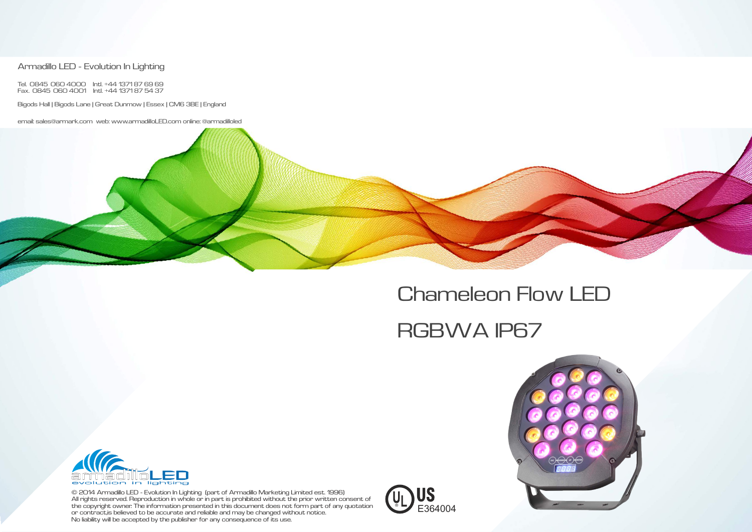Armadillo LED - Evolution In Lighting

Tel. 0845 060 4000 Intl. +44 1371 87 69 69
Fax. 0845 060 4001 Intl. +44 1371 87 54 37

Bigods Hall | Bigods Lane | Great Dunmow | Essex | CM6 3BE | England

email: sales@armark.com web: www.armadilloLED.com online: @armadilloled

# Chameleon Flow LED

# RGBWA IP67

armadilloLED
evolution in lighting

© 2014 Armadillo LED - Evolution In Lighting (part of Armadillo Marketing Limited est. 1996)
All rights reserved. Reproduction in whole or in part is prohibited without the prior written consent of the copyright owner. The information presented in this document does not form part of any quotation or contract,is believed to be accurate and reliable and may be changed without notice.
No liability will be accepted by the publisher for any consequence of its use.

UL US E364004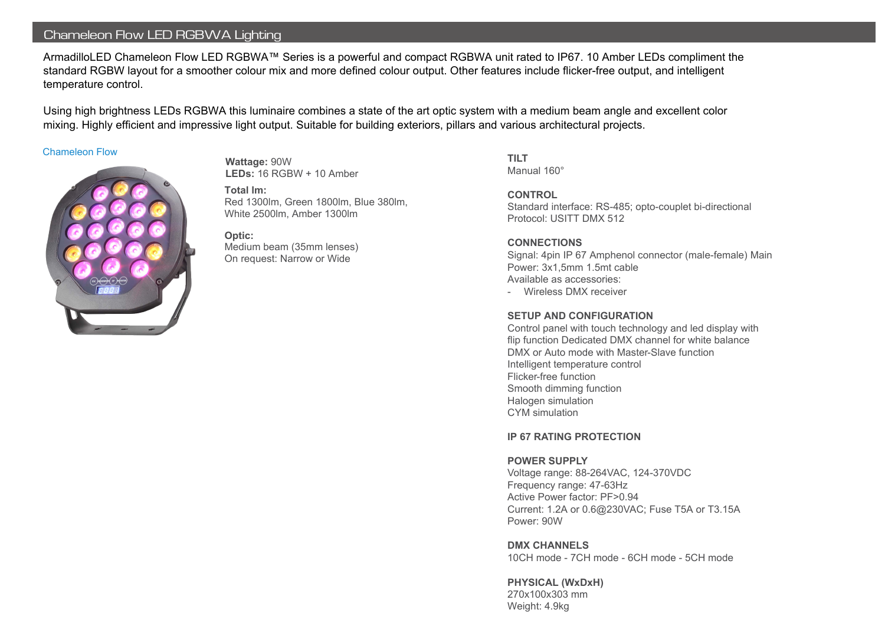## Chameleon Flow LED RGBWA Lighting

ArmadilloLED Chameleon Flow LED RGBWA™ Series is a powerful and compact RGBWA unit rated to IP67. 10 Amber LEDs compliment the standard RGBW layout for a smoother colour mix and more defined colour output. Other features include flicker-free output, and intelligent temperature control.

Using high brightness LEDs RGBWA this luminaire combines a state of the art optic system with a medium beam angle and excellent color mixing. Highly efficient and impressive light output. Suitable for building exteriors, pillars and various architectural projects.

Chameleon Flow

**Wattage:** 90W
**LEDs:** 16 RGBW + 10 Amber

**Total lm:**
Red 1300lm, Green 1800lm, Blue 380lm,
White 2500lm, Amber 1300lm

**Optic:**
Medium beam (35mm lenses)
On request: Narrow or Wide

**TILT**
Manual 160°

**CONTROL**
Standard interface: RS-485; opto-couplet bi-directional
Protocol: USITT DMX 512

**CONNECTIONS**
Signal: 4pin IP 67 Amphenol connector (male-female) Main
Power: 3x1,5mm 1.5mt cable
Available as accessories:
- Wireless DMX receiver

**SETUP AND CONFIGURATION**
Control panel with touch technology and led display with flip function Dedicated DMX channel for white balance
DMX or Auto mode with Master-Slave function
Intelligent temperature control
Flicker-free function
Smooth dimming function
Halogen simulation
CYM simulation

**IP 67 RATING PROTECTION**

**POWER SUPPLY**
Voltage range: 88-264VAC, 124-370VDC
Frequency range: 47-63Hz
Active Power factor: PF>0.94
Current: 1.2A or 0.6@230VAC; Fuse T5A or T3.15A
Power: 90W

**DMX CHANNELS**
10CH mode - 7CH mode - 6CH mode - 5CH mode

**PHYSICAL (WxDxH)**
270x100x303 mm
Weight: 4.9kg